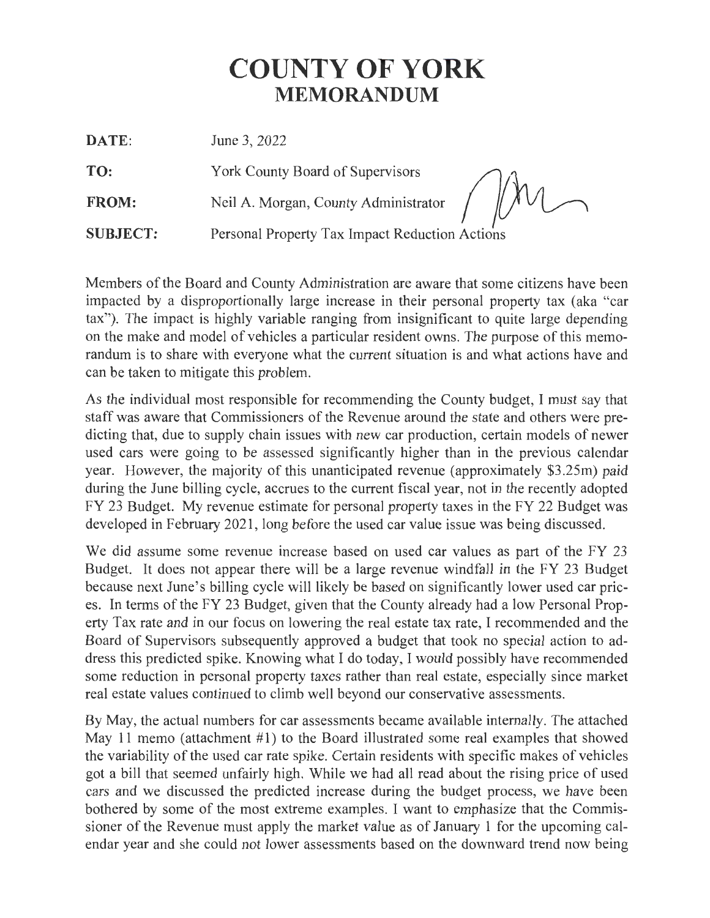# COUNTY OF YORK
## MEMORANDUM

**DATE:** June 3, 2022

**TO:** York County Board of Supervisors

**FROM:** Neil A. Morgan, County Administrator

**SUBJECT:** Personal Property Tax Impact Reduction Actions

Members of the Board and County Administration are aware that some citizens have been impacted by a disproportionally large increase in their personal property tax (aka "car tax"). The impact is highly variable ranging from insignificant to quite large depending on the make and model of vehicles a particular resident owns. The purpose of this memorandum is to share with everyone what the current situation is and what actions have and can be taken to mitigate this problem.

As the individual most responsible for recommending the County budget, I must say that staff was aware that Commissioners of the Revenue around the state and others were predicting that, due to supply chain issues with new car production, certain models of newer used cars were going to be assessed significantly higher than in the previous calendar year. However, the majority of this unanticipated revenue (approximately $3.25m) paid during the June billing cycle, accrues to the current fiscal year, not in the recently adopted FY 23 Budget. My revenue estimate for personal property taxes in the FY 22 Budget was developed in February 2021, long before the used car value issue was being discussed.

We did assume some revenue increase based on used car values as part of the FY 23 Budget. It does not appear there will be a large revenue windfall in the FY 23 Budget because next June's billing cycle will likely be based on significantly lower used car prices. In terms of the FY 23 Budget, given that the County already had a low Personal Property Tax rate and in our focus on lowering the real estate tax rate, I recommended and the Board of Supervisors subsequently approved a budget that took no special action to address this predicted spike. Knowing what I do today, I would possibly have recommended some reduction in personal property taxes rather than real estate, especially since market real estate values continued to climb well beyond our conservative assessments.

By May, the actual numbers for car assessments became available internally. The attached May 11 memo (attachment #1) to the Board illustrated some real examples that showed the variability of the used car rate spike. Certain residents with specific makes of vehicles got a bill that seemed unfairly high. While we had all read about the rising price of used cars and we discussed the predicted increase during the budget process, we have been bothered by some of the most extreme examples. I want to emphasize that the Commissioner of the Revenue must apply the market value as of January 1 for the upcoming calendar year and she could not lower assessments based on the downward trend now being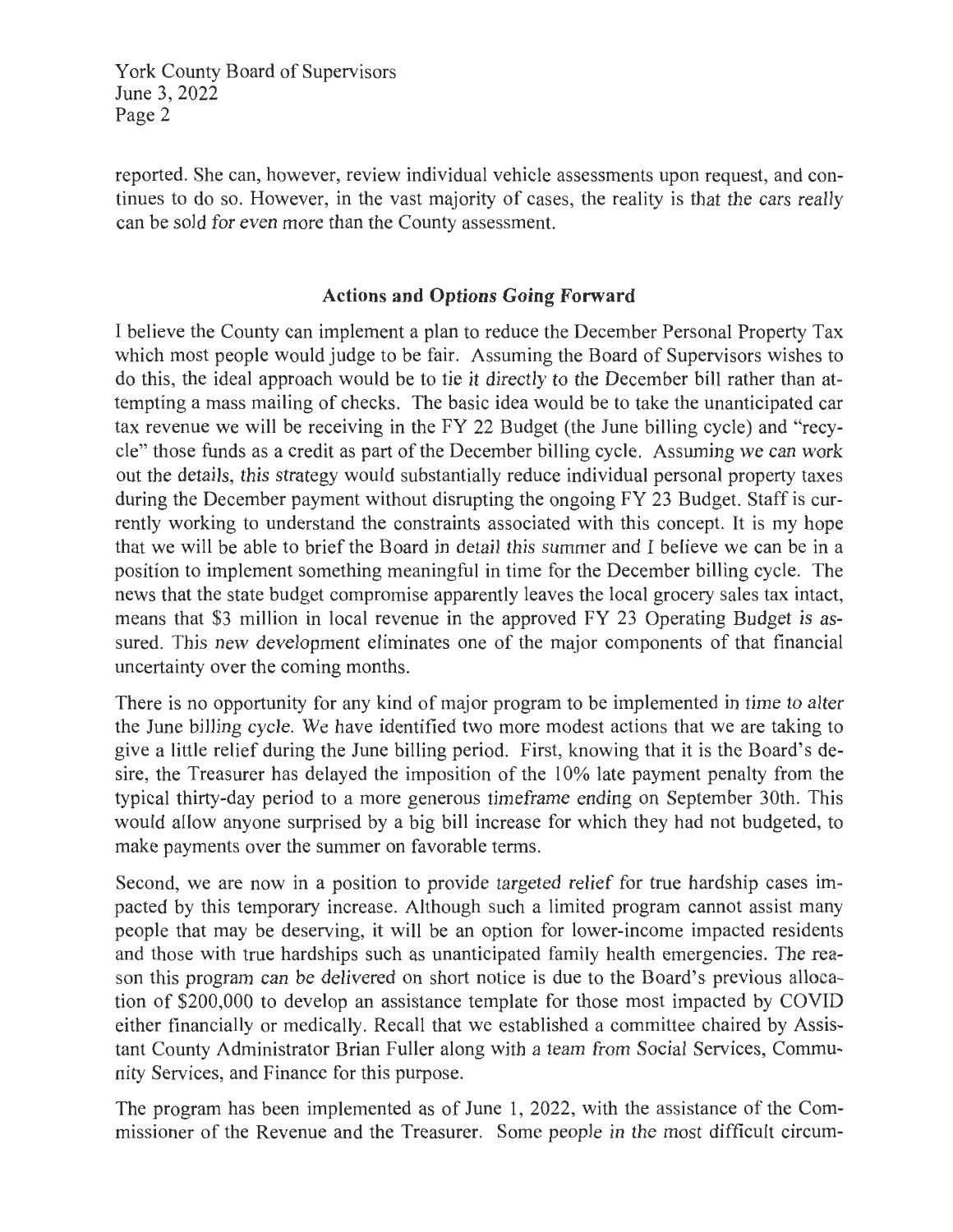reported. She can, however, review individual vehicle assessments upon request, and continues to do so. However, in the vast majority of cases, the reality is that the cars really can be sold for even more than the County assessment.

## Actions and Options Going Forward

I believe the County can implement a plan to reduce the December Personal Property Tax which most people would judge to be fair. Assuming the Board of Supervisors wishes to do this, the ideal approach would be to tie it directly to the December bill rather than attempting a mass mailing of checks. The basic idea would be to take the unanticipated car tax revenue we will be receiving in the FY 22 Budget (the June billing cycle) and "recycle" those funds as a credit as part of the December billing cycle. Assuming we can work out the details, this strategy would substantially reduce individual personal property taxes during the December payment without disrupting the ongoing FY 23 Budget. Staff is currently working to understand the constraints associated with this concept. It is my hope that we will be able to brief the Board in detail this summer and I believe we can be in a position to implement something meaningful in time for the December billing cycle. The news that the state budget compromise apparently leaves the local grocery sales tax intact, means that $3 million in local revenue in the approved FY 23 Operating Budget is assured. This new development eliminates one of the major components of that financial uncertainty over the coming months.

There is no opportunity for any kind of major program to be implemented in time to alter the June billing cycle. We have identified two more modest actions that we are taking to give a little relief during the June billing period. First, knowing that it is the Board's desire, the Treasurer has delayed the imposition of the 10% late payment penalty from the typical thirty-day period to a more generous timeframe ending on September 30th. This would allow anyone surprised by a big bill increase for which they had not budgeted, to make payments over the summer on favorable terms.

Second, we are now in a position to provide targeted relief for true hardship cases impacted by this temporary increase. Although such a limited program cannot assist many people that may be deserving, it will be an option for lower-income impacted residents and those with true hardships such as unanticipated family health emergencies. The reason this program can be delivered on short notice is due to the Board's previous allocation of $200,000 to develop an assistance template for those most impacted by COVID either financially or medically. Recall that we established a committee chaired by Assistant County Administrator Brian Fuller along with a team from Social Services, Community Services, and Finance for this purpose.

The program has been implemented as of June 1, 2022, with the assistance of the Commissioner of the Revenue and the Treasurer. Some people in the most difficult circum-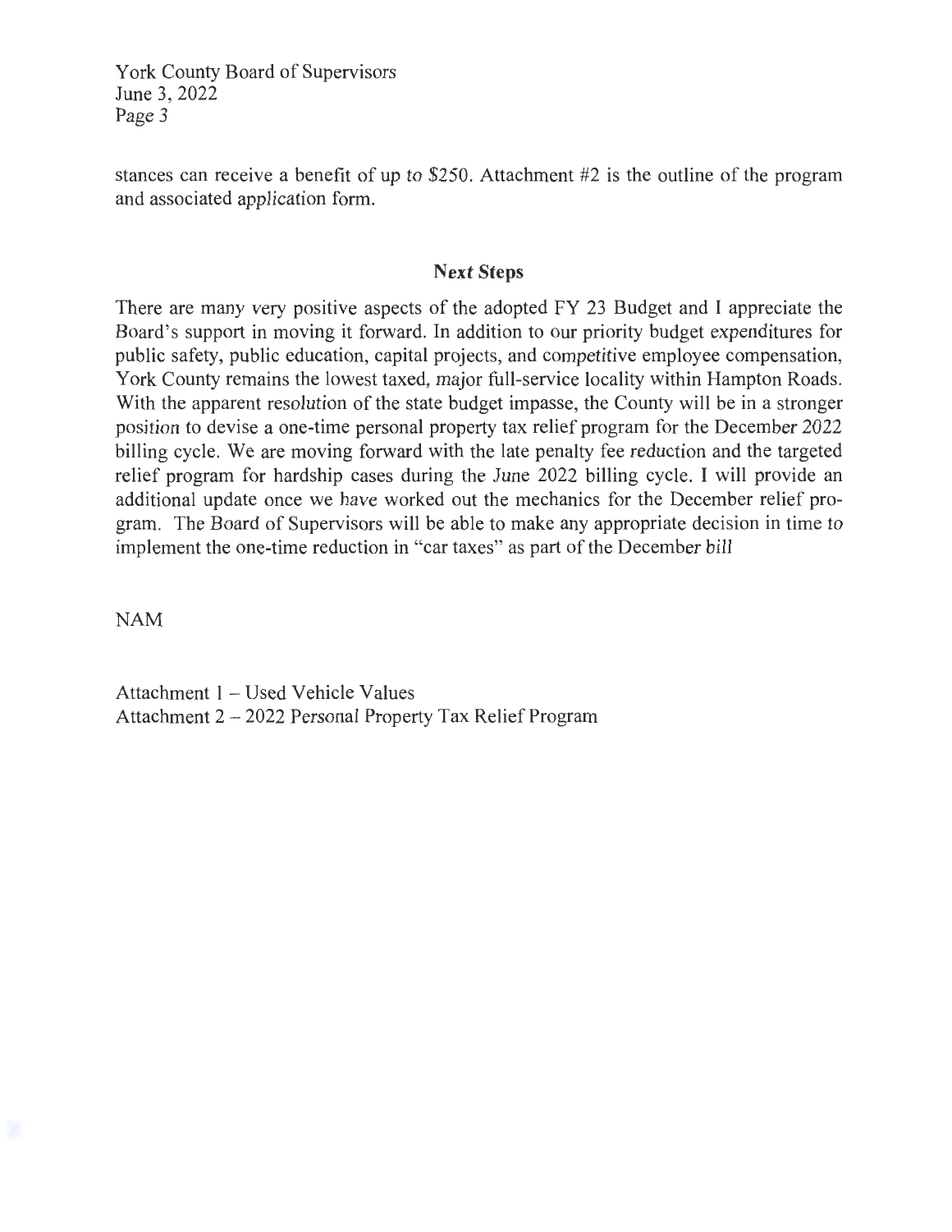stances can receive a benefit of up to $250. Attachment #2 is the outline of the program and associated application form.

## Next Steps

There are many very positive aspects of the adopted FY 23 Budget and I appreciate the Board's support in moving it forward. In addition to our priority budget expenditures for public safety, public education, capital projects, and competitive employee compensation, York County remains the lowest taxed, major full-service locality within Hampton Roads. With the apparent resolution of the state budget impasse, the County will be in a stronger position to devise a one-time personal property tax relief program for the December 2022 billing cycle. We are moving forward with the late penalty fee reduction and the targeted relief program for hardship cases during the June 2022 billing cycle. I will provide an additional update once we have worked out the mechanics for the December relief program. The Board of Supervisors will be able to make any appropriate decision in time to implement the one-time reduction in "car taxes" as part of the December bill

NAM

Attachment 1 – Used Vehicle Values
Attachment 2 – 2022 Personal Property Tax Relief Program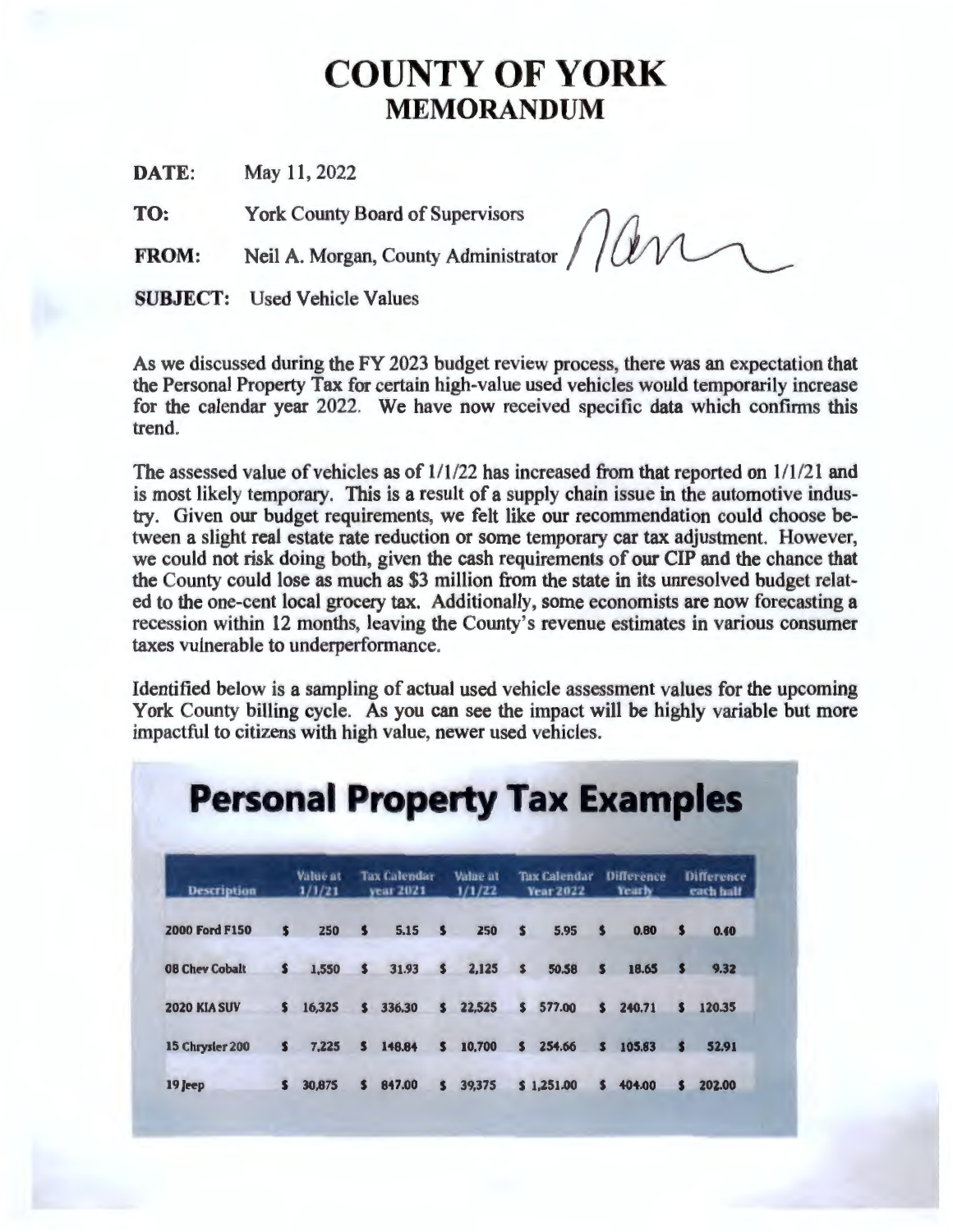# COUNTY OF YORK
## MEMORANDUM

**DATE:** May 11, 2022

**TO:** York County Board of Supervisors

**FROM:** Neil A. Morgan, County Administrator

**SUBJECT:** Used Vehicle Values

As we discussed during the FY 2023 budget review process, there was an expectation that the Personal Property Tax for certain high-value used vehicles would temporarily increase for the calendar year 2022. We have now received specific data which confirms this trend.

The assessed value of vehicles as of 1/1/22 has increased from that reported on 1/1/21 and is most likely temporary. This is a result of a supply chain issue in the automotive industry. Given our budget requirements, we felt like our recommendation could choose between a slight real estate rate reduction or some temporary car tax adjustment. However, we could not risk doing both, given the cash requirements of our CIP and the chance that the County could lose as much as $3 million from the state in its unresolved budget related to the one-cent local grocery tax. Additionally, some economists are now forecasting a recession within 12 months, leaving the County's revenue estimates in various consumer taxes vulnerable to underperformance.

Identified below is a sampling of actual used vehicle assessment values for the upcoming York County billing cycle. As you can see the impact will be highly variable but more impactful to citizens with high value, newer used vehicles.

## Personal Property Tax Examples

| Description | Value at 1/1/21 | Tax Calendar year 2021 | Value at 1/1/22 | Tax Calendar Year 2022 | Difference Yearly | Difference each half |
|---|---|---|---|---|---|---|
| 2000 Ford F150 | $ 250 | $ 5.15 | $ 250 | $ 5.95 | $ 0.80 | $ 0.40 |
| 08 Chev Cobalt | $ 1,550 | $ 31.93 | $ 2,125 | $ 50.58 | $ 18.65 | $ 9.32 |
| 2020 KIA SUV | $ 16,325 | $ 336.30 | $ 22,525 | $ 577.00 | $ 240.71 | $ 120.35 |
| 15 Chrysler 200 | $ 7,225 | $ 148.84 | $ 10,700 | $ 254.66 | $ 105.83 | $ 52.91 |
| 19 Jeep | $ 30,875 | $ 847.00 | $ 39,375 | $ 1,251.00 | $ 404.00 | $ 202.00 |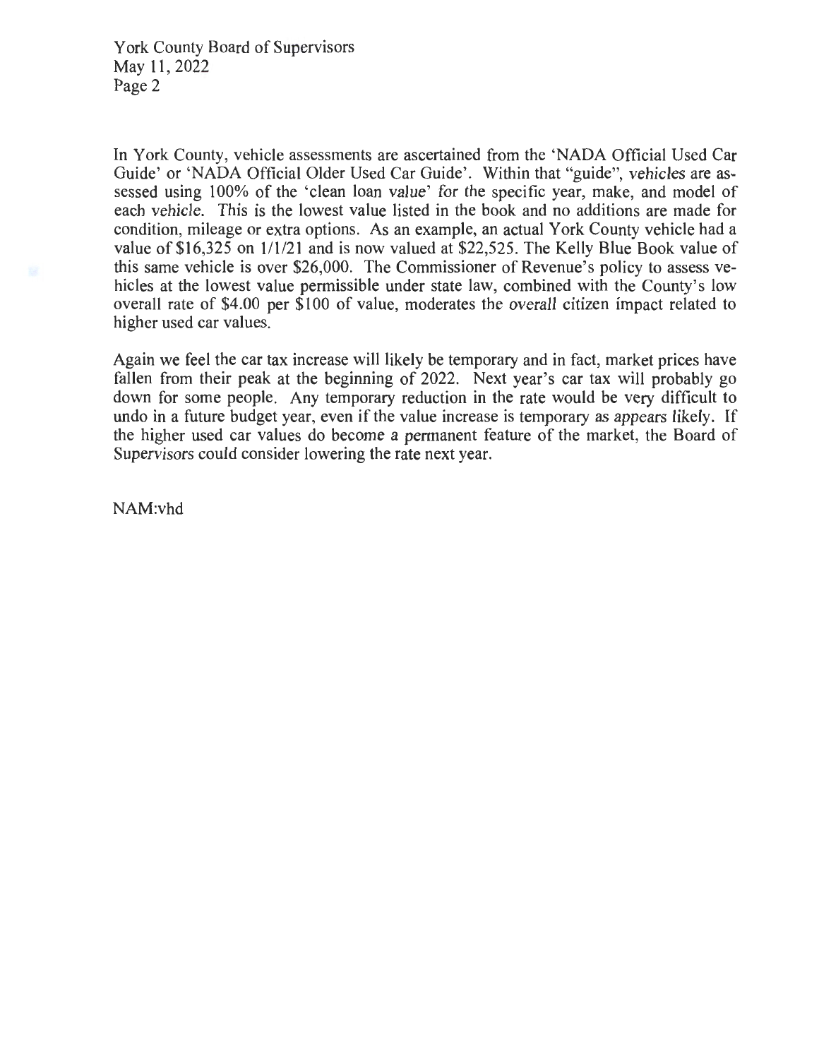In York County, vehicle assessments are ascertained from the 'NADA Official Used Car Guide' or 'NADA Official Older Used Car Guide'. Within that "guide", vehicles are assessed using 100% of the 'clean loan value' for the specific year, make, and model of each vehicle. This is the lowest value listed in the book and no additions are made for condition, mileage or extra options. As an example, an actual York County vehicle had a value of $16,325 on 1/1/21 and is now valued at $22,525. The Kelly Blue Book value of this same vehicle is over $26,000. The Commissioner of Revenue's policy to assess vehicles at the lowest value permissible under state law, combined with the County's low overall rate of $4.00 per $100 of value, moderates the overall citizen impact related to higher used car values.

Again we feel the car tax increase will likely be temporary and in fact, market prices have fallen from their peak at the beginning of 2022. Next year's car tax will probably go down for some people. Any temporary reduction in the rate would be very difficult to undo in a future budget year, even if the value increase is temporary as appears likely. If the higher used car values do become a permanent feature of the market, the Board of Supervisors could consider lowering the rate next year.

NAM:vhd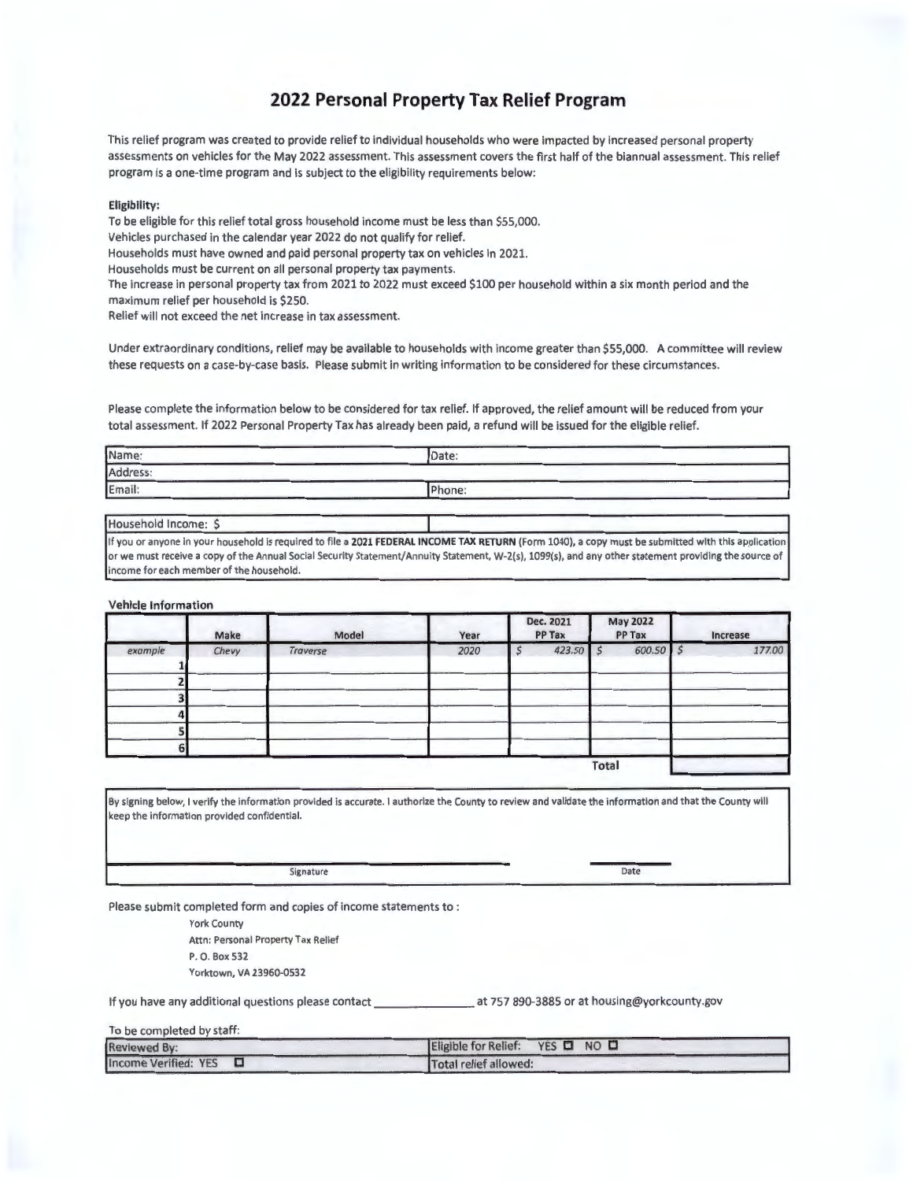# 2022 Personal Property Tax Relief Program

This relief program was created to provide relief to individual households who were impacted by increased personal property assessments on vehicles for the May 2022 assessment. This assessment covers the first half of the biannual assessment. This relief program is a one-time program and is subject to the eligibility requirements below:

**Eligibility:**

To be eligible for this relief total gross household income must be less than $55,000.
Vehicles purchased in the calendar year 2022 do not qualify for relief.
Households must have owned and paid personal property tax on vehicles in 2021.
Households must be current on all personal property tax payments.
The increase in personal property tax from 2021 to 2022 must exceed $100 per household within a six month period and the maximum relief per household is $250.
Relief will not exceed the net increase in tax assessment.

Under extraordinary conditions, relief may be available to households with income greater than $55,000. A committee will review these requests on a case-by-case basis. Please submit in writing information to be considered for these circumstances.

Please complete the information below to be considered for tax relief. If approved, the relief amount will be reduced from your total assessment. If 2022 Personal Property Tax has already been paid, a refund will be issued for the eligible relief.

| Name: | Date: |
|---|---|
| Address: | |
| Email: | Phone: |

| Household Income: $ | |
|---|---|

If you or anyone in your household is required to file a **2021 FEDERAL INCOME TAX RETURN** (Form 1040), a copy must be submitted with this application or we must receive a copy of the Annual Social Security Statement/Annuity Statement, W-2(s), 1099(s), and any other statement providing the source of income for each member of the household.

**Vehicle Information**

| | Make | Model | Year | Dec. 2021 PP Tax | May 2022 PP Tax | Increase |
|---|---|---|---|---|---|---|
| *example* | *Chevy* | *Traverse* | *2020* | *$ 423.50* | *$ 600.50* | *$ 177.00* |
| 1 | | | | | | |
| 2 | | | | | | |
| 3 | | | | | | |
| 4 | | | | | | |
| 5 | | | | | | |
| 6 | | | | | | |
| | | | | | Total | |

By signing below, I verify the information provided is accurate. I authorize the County to review and validate the information and that the County will keep the information provided confidential.

Signature ______________________ Date __________

Please submit completed form and copies of income statements to :

York County
Attn: Personal Property Tax Relief
P. O. Box 532
Yorktown, VA 23960-0532

If you have any additional questions please contact ______________ at 757 890-3885 or at housing@yorkcounty.gov

To be completed by staff:

| Reviewed By: | Eligible for Relief: YES ☐ NO ☐ |
|---|---|
| Income Verified: YES ☐ | Total relief allowed: |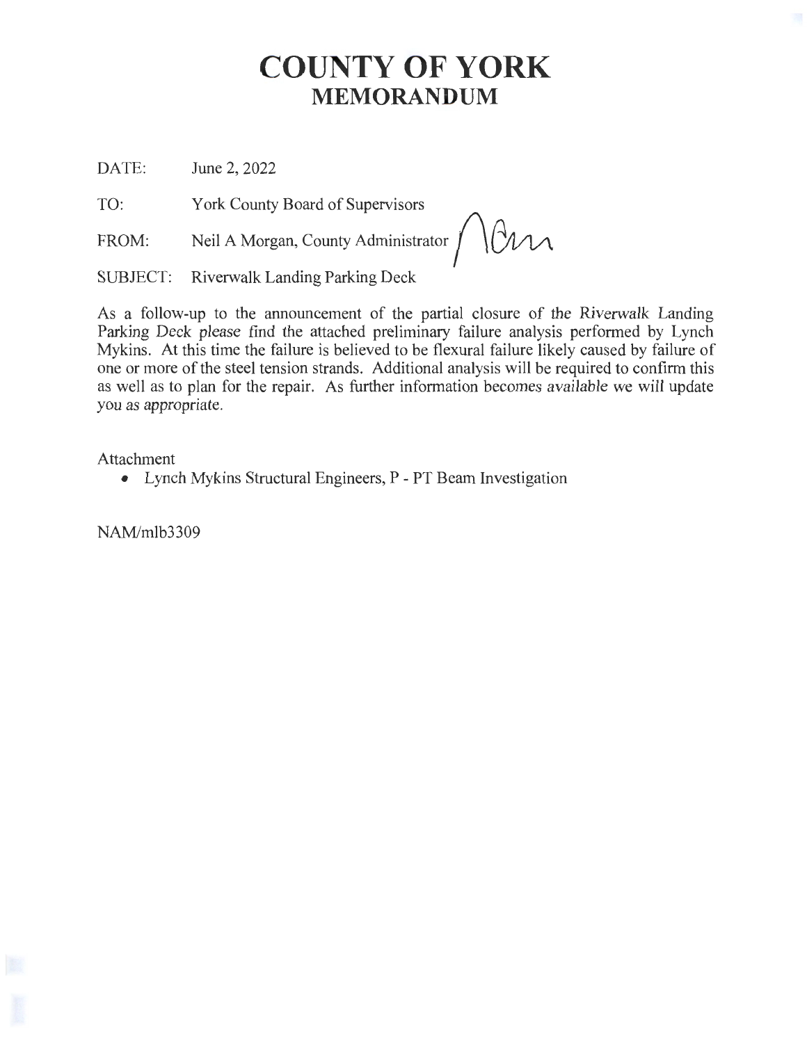# COUNTY OF YORK
## MEMORANDUM

DATE: June 2, 2022

TO: York County Board of Supervisors

FROM: Neil A Morgan, County Administrator

SUBJECT: Riverwalk Landing Parking Deck

As a follow-up to the announcement of the partial closure of the Riverwalk Landing Parking Deck please find the attached preliminary failure analysis performed by Lynch Mykins. At this time the failure is believed to be flexural failure likely caused by failure of one or more of the steel tension strands. Additional analysis will be required to confirm this as well as to plan for the repair. As further information becomes available we will update you as appropriate.

Attachment

- Lynch Mykins Structural Engineers, P - PT Beam Investigation

NAM/mlb3309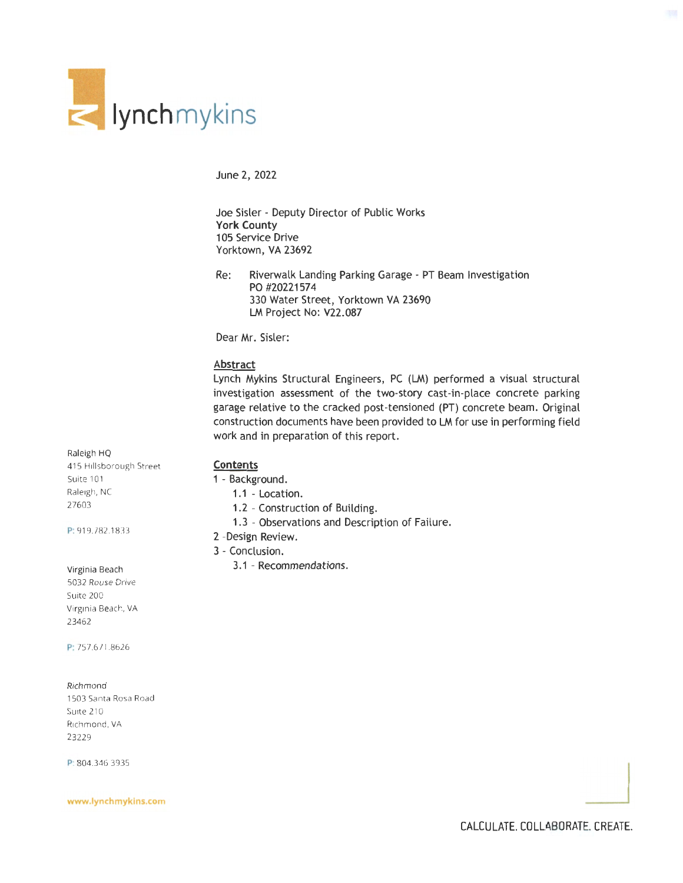lynchmykins

June 2, 2022

Joe Sisler - Deputy Director of Public Works
**York County**
105 Service Drive
Yorktown, VA 23692

Re: Riverwalk Landing Parking Garage - PT Beam Investigation
PO #20221574
330 Water Street, Yorktown VA 23690
LM Project No: V22.087

Dear Mr. Sisler:

## Abstract

Lynch Mykins Structural Engineers, PC (LM) performed a visual structural investigation assessment of the two-story cast-in-place concrete parking garage relative to the cracked post-tensioned (PT) concrete beam. Original construction documents have been provided to LM for use in performing field work and in preparation of this report.

## Contents

1 - Background.
- 1.1 - Location.
- 1.2 - Construction of Building.
- 1.3 - Observations and Description of Failure.

2 -Design Review.

3 - Conclusion.
- 3.1 - Recommendations.

Raleigh HQ
415 Hillsborough Street
Suite 101
Raleigh, NC
27603

P: 919.782.1833

Virginia Beach
5032 Rouse Drive
Suite 200
Virginia Beach, VA
23462

P: 757.671.8626

Richmond
1503 Santa Rosa Road
Suite 210
Richmond, VA
23229

P: 804.346.3935

www.lynchmykins.com

CALCULATE. COLLABORATE. CREATE.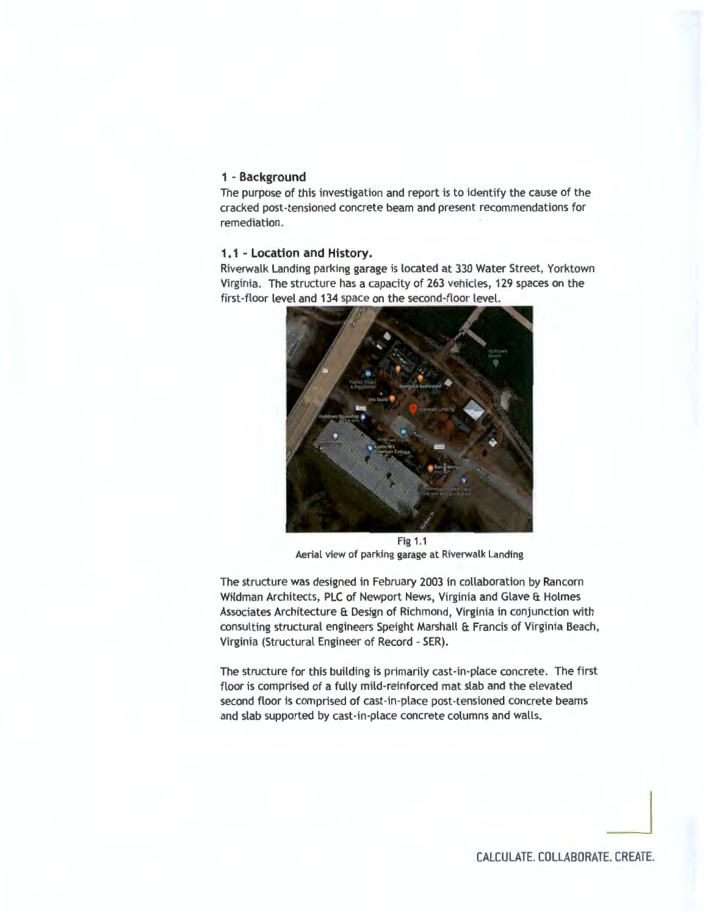## 1 - Background

The purpose of this investigation and report is to identify the cause of the cracked post-tensioned concrete beam and present recommendations for remediation.

### 1.1 - Location and History.

Riverwalk Landing parking garage is located at 330 Water Street, Yorktown Virginia. The structure has a capacity of 263 vehicles, 129 spaces on the first-floor level and 134 space on the second-floor level.

Fig 1.1
Aerial view of parking garage at Riverwalk Landing

The structure was designed in February 2003 in collaboration by Rancorn Wildman Architects, PLC of Newport News, Virginia and Glave & Holmes Associates Architecture & Design of Richmond, Virginia in conjunction with consulting structural engineers Speight Marshall & Francis of Virginia Beach, Virginia (Structural Engineer of Record - SER).

The structure for this building is primarily cast-in-place concrete. The first floor is comprised of a fully mild-reinforced mat slab and the elevated second floor is comprised of cast-in-place post-tensioned concrete beams and slab supported by cast-in-place concrete columns and walls.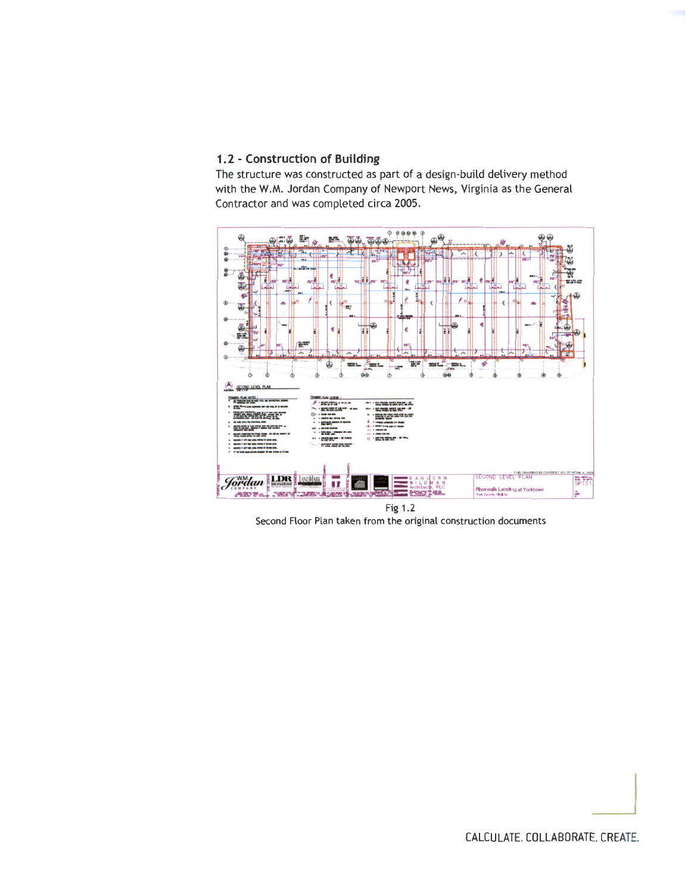## 1.2 - Construction of Building

The structure was constructed as part of a design-build delivery method with the W.M. Jordan Company of Newport News, Virginia as the General Contractor and was completed circa 2005.

Fig 1.2

Second Floor Plan taken from the original construction documents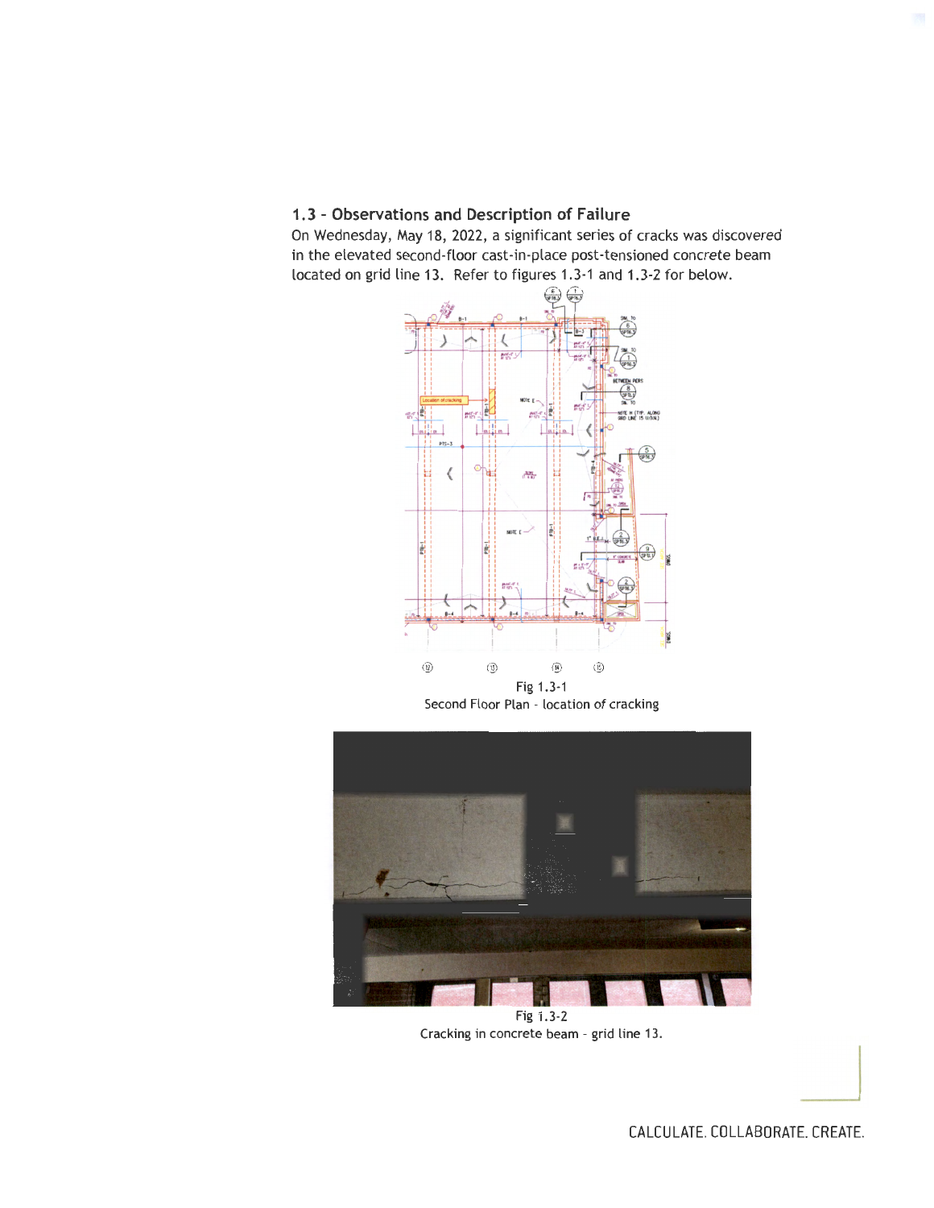## 1.3 - Observations and Description of Failure

On Wednesday, May 18, 2022, a significant series of cracks was discovered in the elevated second-floor cast-in-place post-tensioned concrete beam located on grid line 13. Refer to figures 1.3-1 and 1.3-2 for below.

Fig 1.3-1
Second Floor Plan - location of cracking

Fig 1.3-2
Cracking in concrete beam - grid line 13.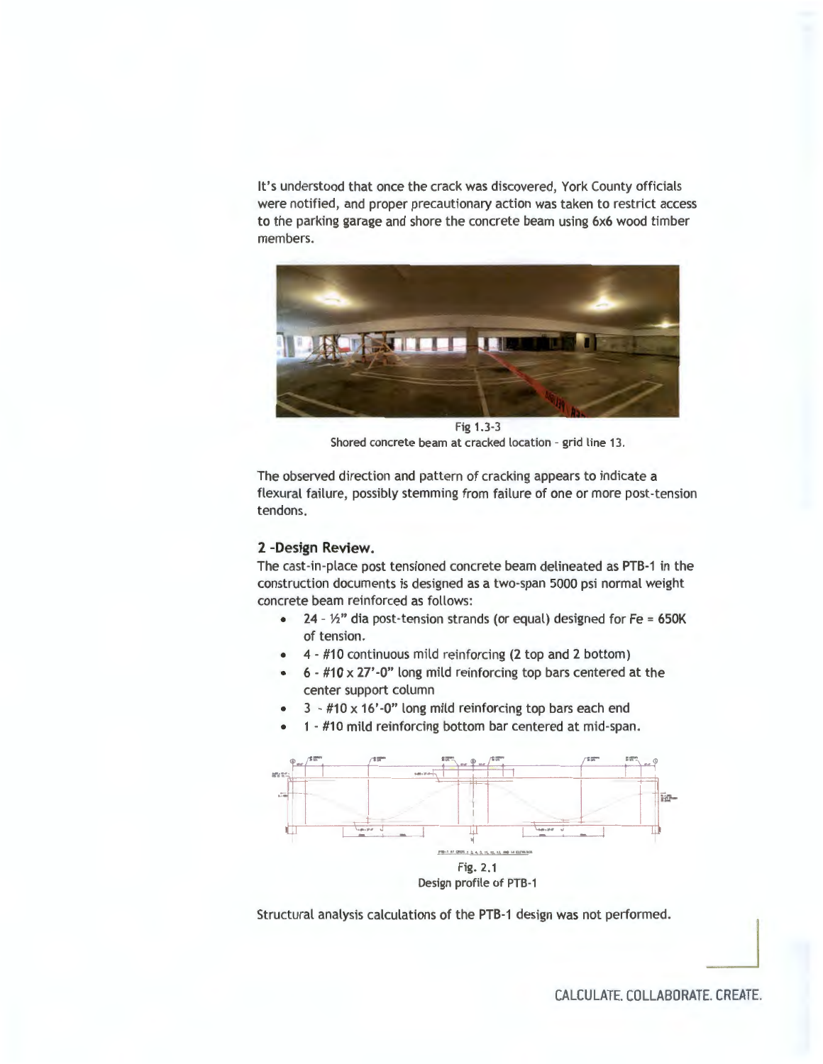It's understood that once the crack was discovered, York County officials were notified, and proper precautionary action was taken to restrict access to the parking garage and shore the concrete beam using 6x6 wood timber members.

Fig 1.3-3
Shored concrete beam at cracked location - grid line 13.

The observed direction and pattern of cracking appears to indicate a flexural failure, possibly stemming from failure of one or more post-tension tendons.

## 2 -Design Review.

The cast-in-place post tensioned concrete beam delineated as PTB-1 in the construction documents is designed as a two-span 5000 psi normal weight concrete beam reinforced as follows:

- 24 - ½" dia post-tension strands (or equal) designed for Fe = 650K of tension.
- 4 - #10 continuous mild reinforcing (2 top and 2 bottom)
- 6 - #10 x 27'-0" long mild reinforcing top bars centered at the center support column
- 3 - #10 x 16'-0" long mild reinforcing top bars each end
- 1 - #10 mild reinforcing bottom bar centered at mid-span.

Fig. 2.1
Design profile of PTB-1

Structural analysis calculations of the PTB-1 design was not performed.

CALCULATE. COLLABORATE. CREATE.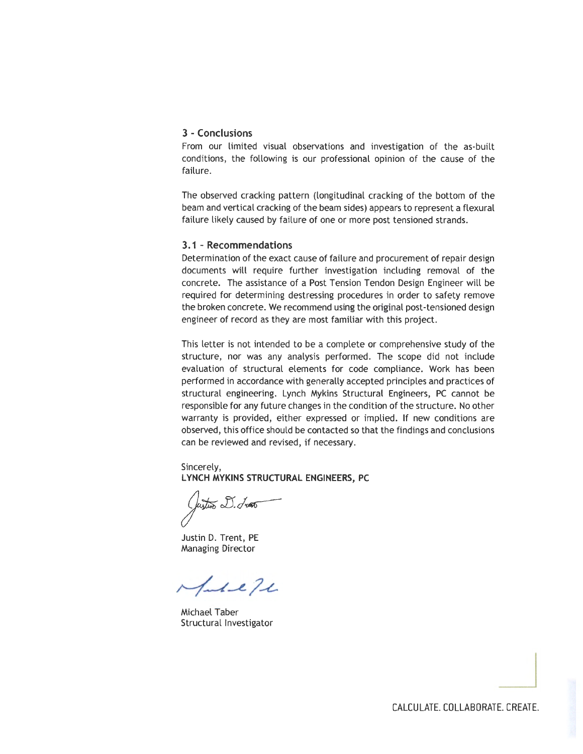## 3 - Conclusions

From our limited visual observations and investigation of the as-built conditions, the following is our professional opinion of the cause of the failure.

The observed cracking pattern (longitudinal cracking of the bottom of the beam and vertical cracking of the beam sides) appears to represent a flexural failure likely caused by failure of one or more post tensioned strands.

### 3.1 - Recommendations

Determination of the exact cause of failure and procurement of repair design documents will require further investigation including removal of the concrete. The assistance of a Post Tension Tendon Design Engineer will be required for determining destressing procedures in order to safety remove the broken concrete. We recommend using the original post-tensioned design engineer of record as they are most familiar with this project.

This letter is not intended to be a complete or comprehensive study of the structure, nor was any analysis performed. The scope did not include evaluation of structural elements for code compliance. Work has been performed in accordance with generally accepted principles and practices of structural engineering. Lynch Mykins Structural Engineers, PC cannot be responsible for any future changes in the condition of the structure. No other warranty is provided, either expressed or implied. If new conditions are observed, this office should be contacted so that the findings and conclusions can be reviewed and revised, if necessary.

Sincerely,
**LYNCH MYKINS STRUCTURAL ENGINEERS, PC**

Justin D. Trent, PE
Managing Director

Michael Taber
Structural Investigator

CALCULATE. COLLABORATE. CREATE.